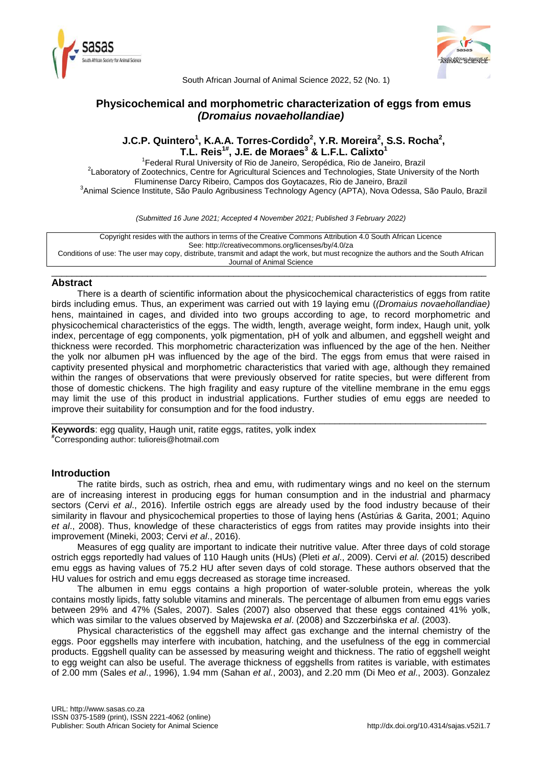# Physicochemical and morphometric characterization of eggs from emus *(Dromaius novaehollandiae)*

**J.C.P. Quintero[1], K.A.A. Torres-Cordido[2], Y.R. Moreira[2], S.S. Rocha[2], T.L. Reis[1#], J.E. de Moraes[3] & L.F.L. Calixto[1]**

[1]Federal Rural University of Rio de Janeiro, Seropédica, Rio de Janeiro, Brazil
[2]Laboratory of Zootechnics, Centre for Agricultural Sciences and Technologies, State University of the North Fluminense Darcy Ribeiro, Campos dos Goytacazes, Rio de Janeiro, Brazil
[3]Animal Science Institute, São Paulo Agribusiness Technology Agency (APTA), Nova Odessa, São Paulo, Brazil

*(Submitted 16 June 2021; Accepted 4 November 2021; Published 3 February 2022)*

Copyright resides with the authors in terms of the Creative Commons Attribution 4.0 South African Licence
See: http://creativecommons.org/licenses/by/4.0/za
Conditions of use: The user may copy, distribute, transmit and adapt the work, but must recognize the authors and the South African Journal of Animal Science

## Abstract

There is a dearth of scientific information about the physicochemical characteristics of eggs from ratite birds including emus. Thus, an experiment was carried out with 19 laying emu (*(Dromaius novaehollandiae)* hens, maintained in cages, and divided into two groups according to age, to record morphometric and physicochemical characteristics of the eggs. The width, length, average weight, form index, Haugh unit, yolk index, percentage of egg components, yolk pigmentation, pH of yolk and albumen, and eggshell weight and thickness were recorded. This morphometric characterization was influenced by the age of the hen. Neither the yolk nor albumen pH was influenced by the age of the bird. The eggs from emus that were raised in captivity presented physical and morphometric characteristics that varied with age, although they remained within the ranges of observations that were previously observed for ratite species, but were different from those of domestic chickens. The high fragility and easy rupture of the vitelline membrane in the emu eggs may limit the use of this product in industrial applications. Further studies of emu eggs are needed to improve their suitability for consumption and for the food industry.

**Keywords**: egg quality, Haugh unit, ratite eggs, ratites, yolk index
[#]Corresponding author: tulioreis@hotmail.com

## Introduction

The ratite birds, such as ostrich, rhea and emu, with rudimentary wings and no keel on the sternum are of increasing interest in producing eggs for human consumption and in the industrial and pharmacy sectors (Cervi *et al*., 2016). Infertile ostrich eggs are already used by the food industry because of their similarity in flavour and physicochemical properties to those of laying hens (Astúrias & Garita, 2001; Aquino *et al*., 2008). Thus, knowledge of these characteristics of eggs from ratites may provide insights into their improvement (Mineki, 2003; Cervi *et al*., 2016).

Measures of egg quality are important to indicate their nutritive value. After three days of cold storage ostrich eggs reportedly had values of 110 Haugh units (HUs) (Pleti *et al*., 2009). Cervi *et al.* (2015) described emu eggs as having values of 75.2 HU after seven days of cold storage. These authors observed that the HU values for ostrich and emu eggs decreased as storage time increased.

The albumen in emu eggs contains a high proportion of water-soluble protein, whereas the yolk contains mostly lipids, fatty soluble vitamins and minerals. The percentage of albumen from emu eggs varies between 29% and 47% (Sales, 2007). Sales (2007) also observed that these eggs contained 41% yolk, which was similar to the values observed by Majewska *et al*. (2008) and Szczerbińska *et al*. (2003).

Physical characteristics of the eggshell may affect gas exchange and the internal chemistry of the eggs. Poor eggshells may interfere with incubation, hatching, and the usefulness of the egg in commercial products. Eggshell quality can be assessed by measuring weight and thickness. The ratio of eggshell weight to egg weight can also be useful. The average thickness of eggshells from ratites is variable, with estimates of 2.00 mm (Sales *et al*., 1996), 1.94 mm (Sahan *et al.*, 2003), and 2.20 mm (Di Meo *et al*., 2003). Gonzalez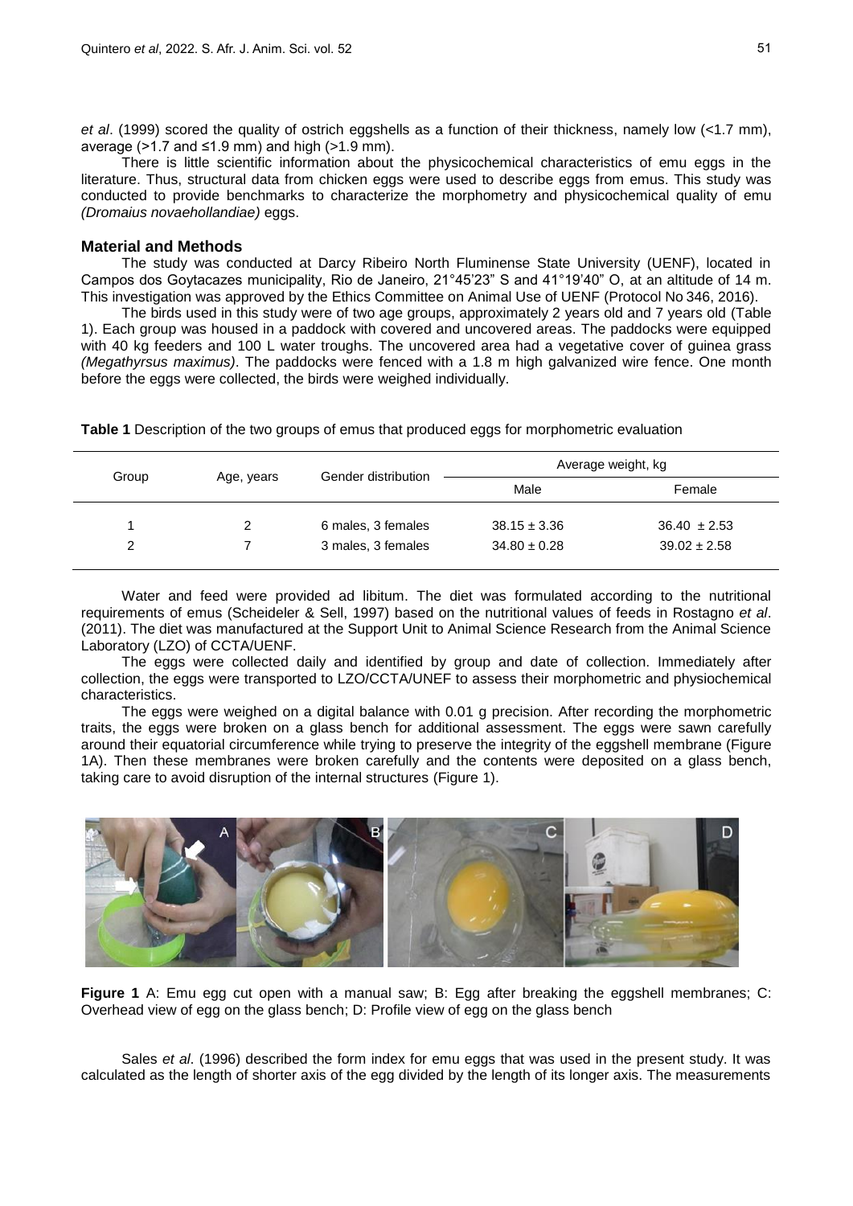*et al*. (1999) scored the quality of ostrich eggshells as a function of their thickness, namely low (<1.7 mm), average (>1.7 and ≤1.9 mm) and high (>1.9 mm).

There is little scientific information about the physicochemical characteristics of emu eggs in the literature. Thus, structural data from chicken eggs were used to describe eggs from emus. This study was conducted to provide benchmarks to characterize the morphometry and physicochemical quality of emu *(Dromaius novaehollandiae)* eggs.

## Material and Methods

The study was conducted at Darcy Ribeiro North Fluminense State University (UENF), located in Campos dos Goytacazes municipality, Rio de Janeiro, 21°45'23" S and 41°19'40" O, at an altitude of 14 m. This investigation was approved by the Ethics Committee on Animal Use of UENF (Protocol No 346, 2016).

The birds used in this study were of two age groups, approximately 2 years old and 7 years old (Table 1). Each group was housed in a paddock with covered and uncovered areas. The paddocks were equipped with 40 kg feeders and 100 L water troughs. The uncovered area had a vegetative cover of guinea grass *(Megathyrsus maximus)*. The paddocks were fenced with a 1.8 m high galvanized wire fence. One month before the eggs were collected, the birds were weighed individually.

**Table 1** Description of the two groups of emus that produced eggs for morphometric evaluation

| Group | Age, years | Gender distribution | Average weight, kg | |
|---|---|---|---|---|
| | | | Male | Female |
| 1 | 2 | 6 males, 3 females | 38.15 ± 3.36 | 36.40 ± 2.53 |
| 2 | 7 | 3 males, 3 females | 34.80 ± 0.28 | 39.02 ± 2.58 |

Water and feed were provided ad libitum. The diet was formulated according to the nutritional requirements of emus (Scheideler & Sell, 1997) based on the nutritional values of feeds in Rostagno *et al*. (2011). The diet was manufactured at the Support Unit to Animal Science Research from the Animal Science Laboratory (LZO) of CCTA/UENF.

The eggs were collected daily and identified by group and date of collection. Immediately after collection, the eggs were transported to LZO/CCTA/UNEF to assess their morphometric and physiochemical characteristics.

The eggs were weighed on a digital balance with 0.01 g precision. After recording the morphometric traits, the eggs were broken on a glass bench for additional assessment. The eggs were sawn carefully around their equatorial circumference while trying to preserve the integrity of the eggshell membrane (Figure 1A). Then these membranes were broken carefully and the contents were deposited on a glass bench, taking care to avoid disruption of the internal structures (Figure 1).

**Figure 1** A: Emu egg cut open with a manual saw; B: Egg after breaking the eggshell membranes; C: Overhead view of egg on the glass bench; D: Profile view of egg on the glass bench

Sales *et al*. (1996) described the form index for emu eggs that was used in the present study. It was calculated as the length of shorter axis of the egg divided by the length of its longer axis. The measurements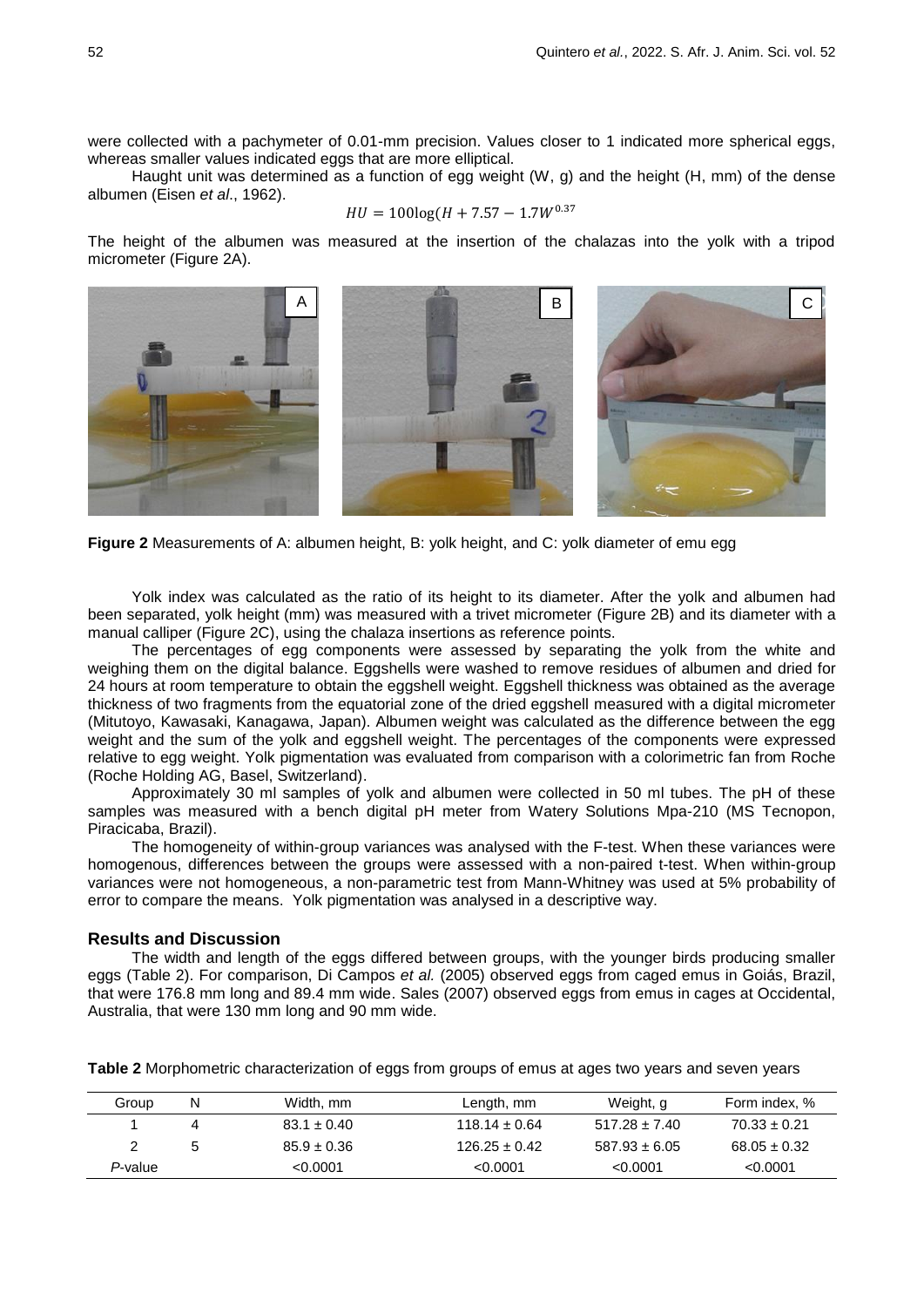were collected with a pachymeter of 0.01-mm precision. Values closer to 1 indicated more spherical eggs, whereas smaller values indicated eggs that are more elliptical.

Haught unit was determined as a function of egg weight (W, g) and the height (H, mm) of the dense albumen (Eisen *et al*., 1962).

$$HU = 100\log(H + 7.57 - 1.7W^{0.37}$$

The height of the albumen was measured at the insertion of the chalazas into the yolk with a tripod micrometer (Figure 2A).

**Figure 2** Measurements of A: albumen height, B: yolk height, and C: yolk diameter of emu egg

Yolk index was calculated as the ratio of its height to its diameter. After the yolk and albumen had been separated, yolk height (mm) was measured with a trivet micrometer (Figure 2B) and its diameter with a manual calliper (Figure 2C), using the chalaza insertions as reference points.

The percentages of egg components were assessed by separating the yolk from the white and weighing them on the digital balance. Eggshells were washed to remove residues of albumen and dried for 24 hours at room temperature to obtain the eggshell weight. Eggshell thickness was obtained as the average thickness of two fragments from the equatorial zone of the dried eggshell measured with a digital micrometer (Mitutoyo, Kawasaki, Kanagawa, Japan). Albumen weight was calculated as the difference between the egg weight and the sum of the yolk and eggshell weight. The percentages of the components were expressed relative to egg weight. Yolk pigmentation was evaluated from comparison with a colorimetric fan from Roche (Roche Holding AG, Basel, Switzerland).

Approximately 30 ml samples of yolk and albumen were collected in 50 ml tubes. The pH of these samples was measured with a bench digital pH meter from Watery Solutions Mpa-210 (MS Tecnopon, Piracicaba, Brazil).

The homogeneity of within-group variances was analysed with the F-test. When these variances were homogenous, differences between the groups were assessed with a non-paired t-test. When within-group variances were not homogeneous, a non-parametric test from Mann-Whitney was used at 5% probability of error to compare the means. Yolk pigmentation was analysed in a descriptive way.

## Results and Discussion

The width and length of the eggs differed between groups, with the younger birds producing smaller eggs (Table 2). For comparison, Di Campos *et al.* (2005) observed eggs from caged emus in Goiás, Brazil, that were 176.8 mm long and 89.4 mm wide. Sales (2007) observed eggs from emus in cages at Occidental, Australia, that were 130 mm long and 90 mm wide.

**Table 2** Morphometric characterization of eggs from groups of emus at ages two years and seven years

| Group | N | Width, mm | Length, mm | Weight, g | Form index, % |
|---|---|---|---|---|---|
| 1 | 4 | 83.1 ± 0.40 | 118.14 ± 0.64 | 517.28 ± 7.40 | 70.33 ± 0.21 |
| 2 | 5 | 85.9 ± 0.36 | 126.25 ± 0.42 | 587.93 ± 6.05 | 68.05 ± 0.32 |
| *P*-value | | <0.0001 | <0.0001 | <0.0001 | <0.0001 |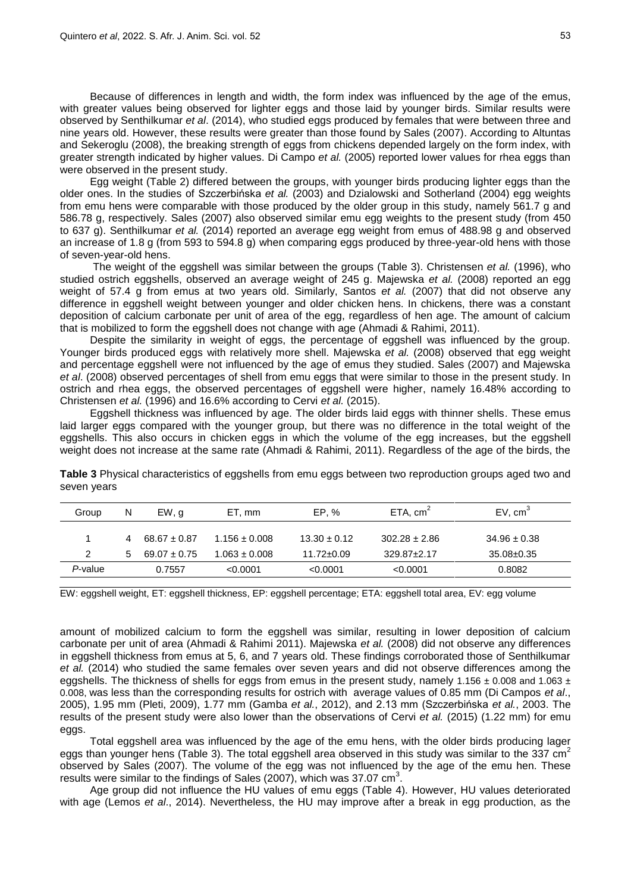Because of differences in length and width, the form index was influenced by the age of the emus, with greater values being observed for lighter eggs and those laid by younger birds. Similar results were observed by Senthilkumar *et al*. (2014), who studied eggs produced by females that were between three and nine years old. However, these results were greater than those found by Sales (2007). According to Altuntas and Sekeroglu (2008), the breaking strength of eggs from chickens depended largely on the form index, with greater strength indicated by higher values. Di Campo *et al.* (2005) reported lower values for rhea eggs than were observed in the present study.

Egg weight (Table 2) differed between the groups, with younger birds producing lighter eggs than the older ones. In the studies of Szczerbińska *et al.* (2003) and Dzialowski and Sotherland (2004) egg weights from emu hens were comparable with those produced by the older group in this study, namely 561.7 g and 586.78 g, respectively. Sales (2007) also observed similar emu egg weights to the present study (from 450 to 637 g). Senthilkumar *et al.* (2014) reported an average egg weight from emus of 488.98 g and observed an increase of 1.8 g (from 593 to 594.8 g) when comparing eggs produced by three-year-old hens with those of seven-year-old hens.

The weight of the eggshell was similar between the groups (Table 3). Christensen *et al.* (1996), who studied ostrich eggshells, observed an average weight of 245 g. Majewska *et al.* (2008) reported an egg weight of 57.4 g from emus at two years old. Similarly, Santos *et al.* (2007) that did not observe any difference in eggshell weight between younger and older chicken hens. In chickens, there was a constant deposition of calcium carbonate per unit of area of the egg, regardless of hen age. The amount of calcium that is mobilized to form the eggshell does not change with age (Ahmadi & Rahimi, 2011).

Despite the similarity in weight of eggs, the percentage of eggshell was influenced by the group. Younger birds produced eggs with relatively more shell. Majewska *et al.* (2008) observed that egg weight and percentage eggshell were not influenced by the age of emus they studied. Sales (2007) and Majewska *et al*. (2008) observed percentages of shell from emu eggs that were similar to those in the present study. In ostrich and rhea eggs, the observed percentages of eggshell were higher, namely 16.48% according to Christensen *et al.* (1996) and 16.6% according to Cervi *et al.* (2015).

Eggshell thickness was influenced by age. The older birds laid eggs with thinner shells. These emus laid larger eggs compared with the younger group, but there was no difference in the total weight of the eggshells. This also occurs in chicken eggs in which the volume of the egg increases, but the eggshell weight does not increase at the same rate (Ahmadi & Rahimi, 2011). Regardless of the age of the birds, the amount of mobilized calcium to form the eggshell was similar, resulting in lower deposition of calcium carbonate per unit of area (Ahmadi & Rahimi 2011). Majewska *et al.* (2008) did not observe any differences in eggshell thickness from emus at 5, 6, and 7 years old. These findings corroborated those of Senthilkumar *et al.* (2014) who studied the same females over seven years and did not observe differences among the eggshells. The thickness of shells for eggs from emus in the present study, namely 1.156 ± 0.008 and 1.063 ± 0.008, was less than the corresponding results for ostrich with average values of 0.85 mm (Di Campos *et al*., 2005), 1.95 mm (Pleti, 2009), 1.77 mm (Gamba *et al.*, 2012), and 2.13 mm (Szczerbińska *et al.*, 2003. The results of the present study were also lower than the observations of Cervi *et al.* (2015) (1.22 mm) for emu eggs.

**Table 3** Physical characteristics of eggshells from emu eggs between two reproduction groups aged two and seven years

| Group | N | EW, g | ET, mm | EP, % | ETA, cm$^2$ | EV, cm$^3$ |
|---|---|---|---|---|---|---|
| 1 | 4 | 68.67 ± 0.87 | 1.156 ± 0.008 | 13.30 ± 0.12 | 302.28 ± 2.86 | 34.96 ± 0.38 |
| 2 | 5 | 69.07 ± 0.75 | 1.063 ± 0.008 | 11.72±0.09 | 329.87±2.17 | 35.08±0.35 |
| *P*-value | | 0.7557 | <0.0001 | <0.0001 | <0.0001 | 0.8082 |

EW: eggshell weight, ET: eggshell thickness, EP: eggshell percentage; ETA: eggshell total area, EV: egg volume

Total eggshell area was influenced by the age of the emu hens, with the older birds producing lager eggs than younger hens (Table 3). The total eggshell area observed in this study was similar to the 337 cm$^2$ observed by Sales (2007). The volume of the egg was not influenced by the age of the emu hen. These results were similar to the findings of Sales (2007), which was 37.07 cm$^3$.

Age group did not influence the HU values of emu eggs (Table 4). However, HU values deteriorated with age (Lemos *et al*., 2014). Nevertheless, the HU may improve after a break in egg production, as the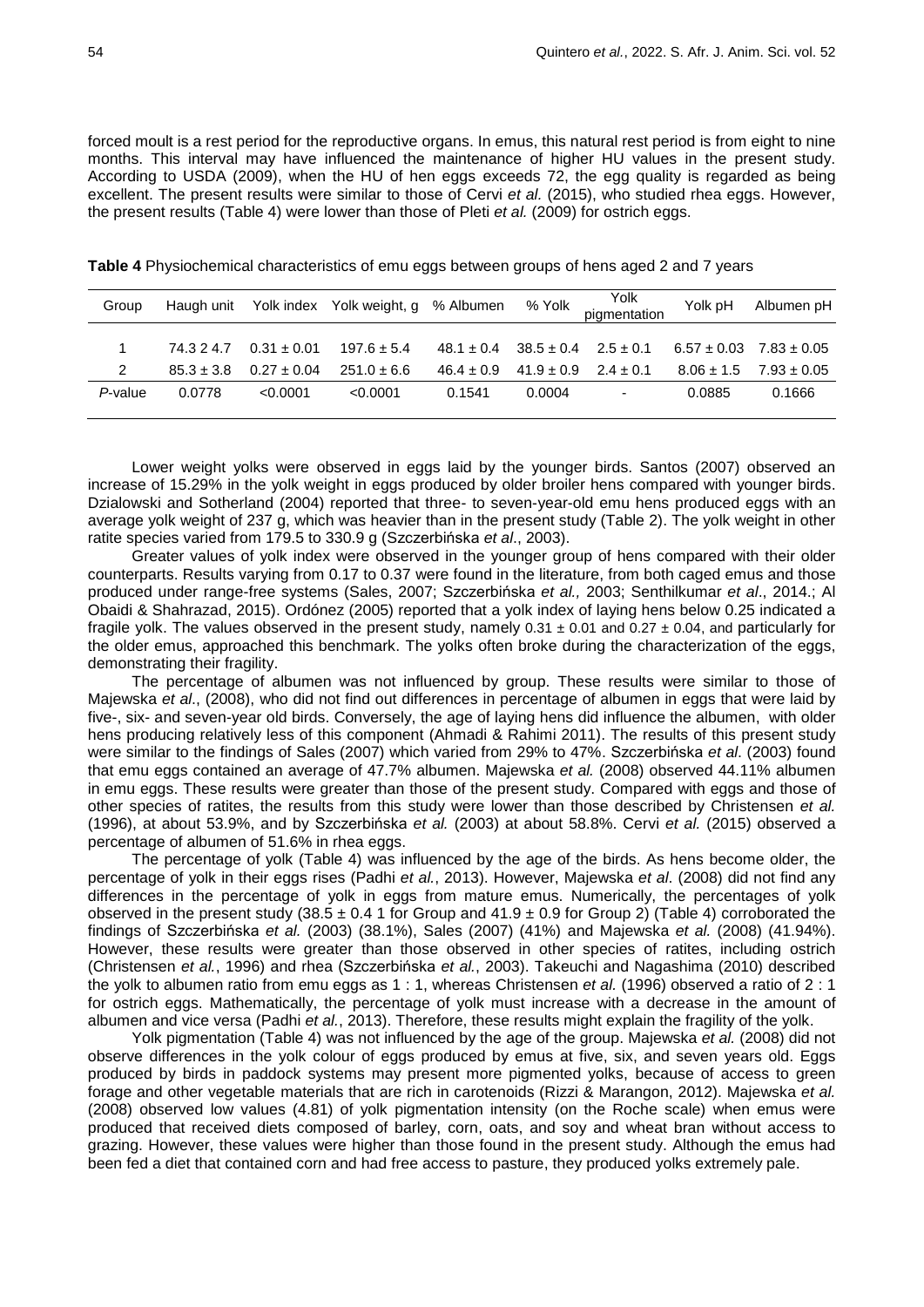forced moult is a rest period for the reproductive organs. In emus, this natural rest period is from eight to nine months. This interval may have influenced the maintenance of higher HU values in the present study. According to USDA (2009), when the HU of hen eggs exceeds 72, the egg quality is regarded as being excellent. The present results were similar to those of Cervi *et al.* (2015), who studied rhea eggs. However, the present results (Table 4) were lower than those of Pleti *et al.* (2009) for ostrich eggs.

**Table 4** Physiochemical characteristics of emu eggs between groups of hens aged 2 and 7 years

| Group | Haugh unit | Yolk index | Yolk weight, g | % Albumen | % Yolk | Yolk pigmentation | Yolk pH | Albumen pH |
|---|---|---|---|---|---|---|---|---|
| 1 | 74.3 2 4.7 | 0.31 ± 0.01 | 197.6 ± 5.4 | 48.1 ± 0.4 | 38.5 ± 0.4 | 2.5 ± 0.1 | 6.57 ± 0.03 | 7.83 ± 0.05 |
| 2 | 85.3 ± 3.8 | 0.27 ± 0.04 | 251.0 ± 6.6 | 46.4 ± 0.9 | 41.9 ± 0.9 | 2.4 ± 0.1 | 8.06 ± 1.5 | 7.93 ± 0.05 |
| *P*-value | 0.0778 | <0.0001 | <0.0001 | 0.1541 | 0.0004 | - | 0.0885 | 0.1666 |

Lower weight yolks were observed in eggs laid by the younger birds. Santos (2007) observed an increase of 15.29% in the yolk weight in eggs produced by older broiler hens compared with younger birds. Dzialowski and Sotherland (2004) reported that three- to seven-year-old emu hens produced eggs with an average yolk weight of 237 g, which was heavier than in the present study (Table 2). The yolk weight in other ratite species varied from 179.5 to 330.9 g (Szczerbińska *et al*., 2003).

Greater values of yolk index were observed in the younger group of hens compared with their older counterparts. Results varying from 0.17 to 0.37 were found in the literature, from both caged emus and those produced under range-free systems (Sales, 2007; Szczerbińska *et al.,* 2003; Senthilkumar *et al*., 2014.; Al Obaidi & Shahrazad, 2015). Ordónez (2005) reported that a yolk index of laying hens below 0.25 indicated a fragile yolk. The values observed in the present study, namely 0.31 ± 0.01 and 0.27 ± 0.04, and particularly for the older emus, approached this benchmark. The yolks often broke during the characterization of the eggs, demonstrating their fragility.

The percentage of albumen was not influenced by group. These results were similar to those of Majewska *et al*., (2008), who did not find out differences in percentage of albumen in eggs that were laid by five-, six- and seven-year old birds. Conversely, the age of laying hens did influence the albumen, with older hens producing relatively less of this component (Ahmadi & Rahimi 2011). The results of this present study were similar to the findings of Sales (2007) which varied from 29% to 47%. Szczerbińska *et al*. (2003) found that emu eggs contained an average of 47.7% albumen. Majewska *et al.* (2008) observed 44.11% albumen in emu eggs. These results were greater than those of the present study. Compared with eggs and those of other species of ratites, the results from this study were lower than those described by Christensen *et al.* (1996), at about 53.9%, and by Szczerbińska *et al.* (2003) at about 58.8%. Cervi *et al.* (2015) observed a percentage of albumen of 51.6% in rhea eggs.

The percentage of yolk (Table 4) was influenced by the age of the birds. As hens become older, the percentage of yolk in their eggs rises (Padhi *et al.*, 2013). However, Majewska *et al*. (2008) did not find any differences in the percentage of yolk in eggs from mature emus. Numerically, the percentages of yolk observed in the present study (38.5 ± 0.4 1 for Group and 41.9 ± 0.9 for Group 2) (Table 4) corroborated the findings of Szczerbińska *et al.* (2003) (38.1%), Sales (2007) (41%) and Majewska *et al.* (2008) (41.94%). However, these results were greater than those observed in other species of ratites, including ostrich (Christensen *et al.*, 1996) and rhea (Szczerbińska *et al.*, 2003). Takeuchi and Nagashima (2010) described the yolk to albumen ratio from emu eggs as 1 : 1, whereas Christensen *et al.* (1996) observed a ratio of 2 : 1 for ostrich eggs. Mathematically, the percentage of yolk must increase with a decrease in the amount of albumen and vice versa (Padhi *et al.*, 2013). Therefore, these results might explain the fragility of the yolk.

Yolk pigmentation (Table 4) was not influenced by the age of the group. Majewska *et al.* (2008) did not observe differences in the yolk colour of eggs produced by emus at five, six, and seven years old. Eggs produced by birds in paddock systems may present more pigmented yolks, because of access to green forage and other vegetable materials that are rich in carotenoids (Rizzi & Marangon, 2012). Majewska *et al.* (2008) observed low values (4.81) of yolk pigmentation intensity (on the Roche scale) when emus were produced that received diets composed of barley, corn, oats, and soy and wheat bran without access to grazing. However, these values were higher than those found in the present study. Although the emus had been fed a diet that contained corn and had free access to pasture, they produced yolks extremely pale.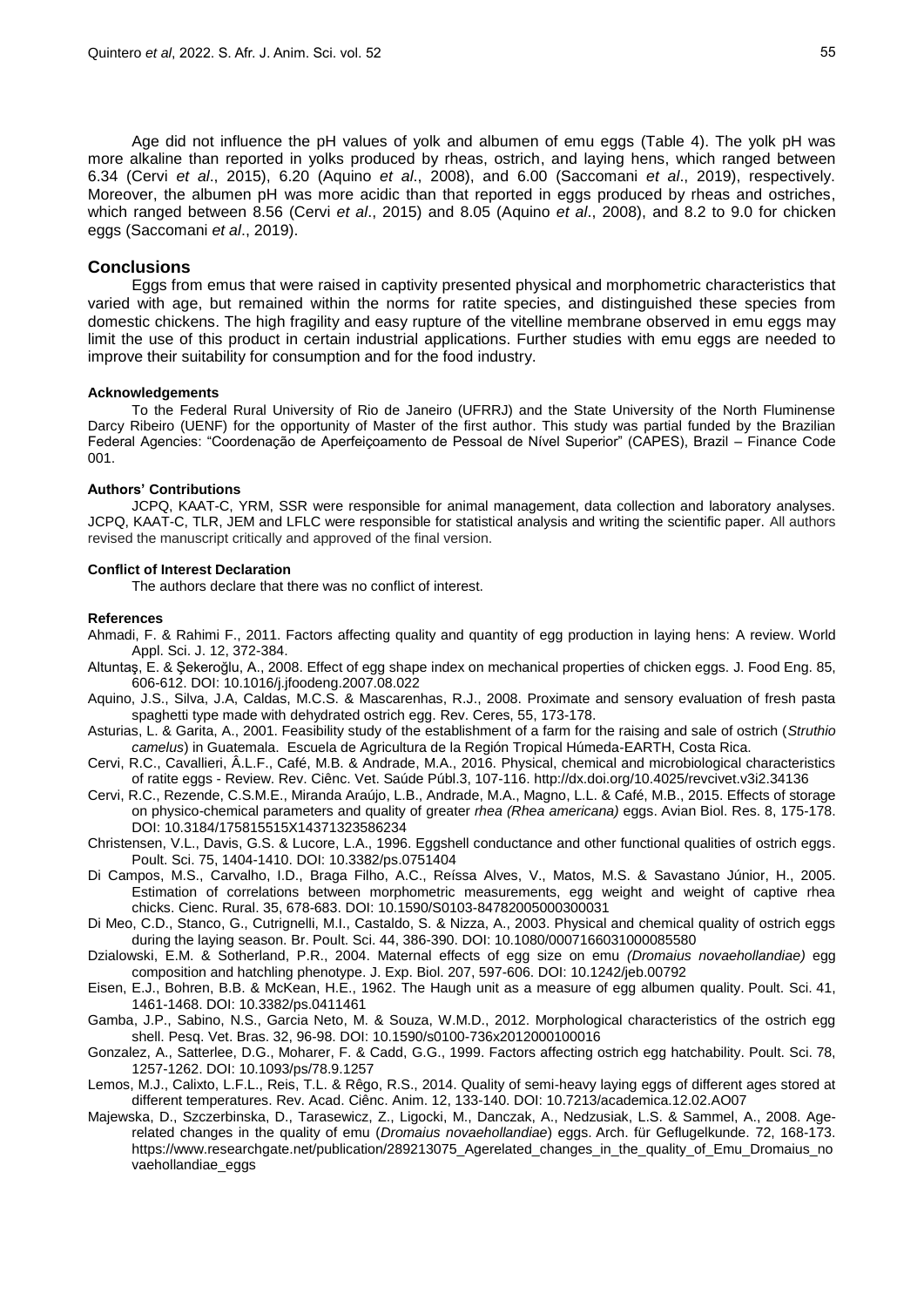Age did not influence the pH values of yolk and albumen of emu eggs (Table 4). The yolk pH was more alkaline than reported in yolks produced by rheas, ostrich, and laying hens, which ranged between 6.34 (Cervi *et al*., 2015), 6.20 (Aquino *et al*., 2008), and 6.00 (Saccomani *et al*., 2019), respectively. Moreover, the albumen pH was more acidic than that reported in eggs produced by rheas and ostriches, which ranged between 8.56 (Cervi *et al*., 2015) and 8.05 (Aquino *et al*., 2008), and 8.2 to 9.0 for chicken eggs (Saccomani *et al*., 2019).

## Conclusions

Eggs from emus that were raised in captivity presented physical and morphometric characteristics that varied with age, but remained within the norms for ratite species, and distinguished these species from domestic chickens. The high fragility and easy rupture of the vitelline membrane observed in emu eggs may limit the use of this product in certain industrial applications. Further studies with emu eggs are needed to improve their suitability for consumption and for the food industry.

#### Acknowledgements

To the Federal Rural University of Rio de Janeiro (UFRRJ) and the State University of the North Fluminense Darcy Ribeiro (UENF) for the opportunity of Master of the first author. This study was partial funded by the Brazilian Federal Agencies: "Coordenação de Aperfeiçoamento de Pessoal de Nível Superior" (CAPES), Brazil – Finance Code 001.

#### Authors' Contributions

JCPQ, KAAT-C, YRM, SSR were responsible for animal management, data collection and laboratory analyses. JCPQ, KAAT-C, TLR, JEM and LFLC were responsible for statistical analysis and writing the scientific paper. All authors revised the manuscript critically and approved of the final version.

#### Conflict of Interest Declaration

The authors declare that there was no conflict of interest.

#### References

Ahmadi, F. & Rahimi F., 2011. Factors affecting quality and quantity of egg production in laying hens: A review. World Appl. Sci. J. 12, 372-384.

Altuntaş, E. & Şekeroğlu, A., 2008. Effect of egg shape index on mechanical properties of chicken eggs. J. Food Eng. 85, 606-612. DOI: 10.1016/j.jfoodeng.2007.08.022

Aquino, J.S., Silva, J.A, Caldas, M.C.S. & Mascarenhas, R.J., 2008. Proximate and sensory evaluation of fresh pasta spaghetti type made with dehydrated ostrich egg. Rev. Ceres, 55, 173-178.

Asturias, L. & Garita, A., 2001. Feasibility study of the establishment of a farm for the raising and sale of ostrich (*Struthio camelus*) in Guatemala. Escuela de Agricultura de la Región Tropical Húmeda-EARTH, Costa Rica.

Cervi, R.C., Cavallieri, Â.L.F., Café, M.B. & Andrade, M.A., 2016. Physical, chemical and microbiological characteristics of ratite eggs - Review. Rev. Ciênc. Vet. Saúde Públ.3, 107-116. http://dx.doi.org/10.4025/revcivet.v3i2.34136

Cervi, R.C., Rezende, C.S.M.E., Miranda Araújo, L.B., Andrade, M.A., Magno, L.L. & Café, M.B., 2015. Effects of storage on physico-chemical parameters and quality of greater *rhea (Rhea americana)* eggs. Avian Biol. Res. 8, 175-178. DOI: 10.3184/175815515X14371323586234

Christensen, V.L., Davis, G.S. & Lucore, L.A., 1996. Eggshell conductance and other functional qualities of ostrich eggs. Poult. Sci. 75, 1404-1410. DOI: 10.3382/ps.0751404

Di Campos, M.S., Carvalho, I.D., Braga Filho, A.C., Reíssa Alves, V., Matos, M.S. & Savastano Júnior, H., 2005. Estimation of correlations between morphometric measurements, egg weight and weight of captive rhea chicks. Cienc. Rural. 35, 678-683. DOI: 10.1590/S0103-84782005000300031

Di Meo, C.D., Stanco, G., Cutrignelli, M.I., Castaldo, S. & Nizza, A., 2003. Physical and chemical quality of ostrich eggs during the laying season. Br. Poult. Sci. 44, 386-390. DOI: 10.1080/0007166031000085580

Dzialowski, E.M. & Sotherland, P.R., 2004. Maternal effects of egg size on emu *(Dromaius novaehollandiae)* egg composition and hatchling phenotype. J. Exp. Biol. 207, 597-606. DOI: 10.1242/jeb.00792

Eisen, E.J., Bohren, B.B. & McKean, H.E., 1962. The Haugh unit as a measure of egg albumen quality. Poult. Sci. 41, 1461-1468. DOI: 10.3382/ps.0411461

Gamba, J.P., Sabino, N.S., Garcia Neto, M. & Souza, W.M.D., 2012. Morphological characteristics of the ostrich egg shell. Pesq. Vet. Bras. 32, 96-98. DOI: 10.1590/s0100-736x2012000100016

Gonzalez, A., Satterlee, D.G., Moharer, F. & Cadd, G.G., 1999. Factors affecting ostrich egg hatchability. Poult. Sci. 78, 1257-1262. DOI: 10.1093/ps/78.9.1257

Lemos, M.J., Calixto, L.F.L., Reis, T.L. & Rêgo, R.S., 2014. Quality of semi-heavy laying eggs of different ages stored at different temperatures. Rev. Acad. Ciênc. Anim. 12, 133-140. DOI: 10.7213/academica.12.02.AO07

Majewska, D., Szczerbinska, D., Tarasewicz, Z., Ligocki, M., Danczak, A., Nedzusiak, L.S. & Sammel, A., 2008. Age-related changes in the quality of emu (*Dromaius novaehollandiae*) eggs. Arch. für Geflugelkunde. 72, 168-173. https://www.researchgate.net/publication/289213075_Agerelated_changes_in_the_quality_of_Emu_Dromaius_novaehollandiae_eggs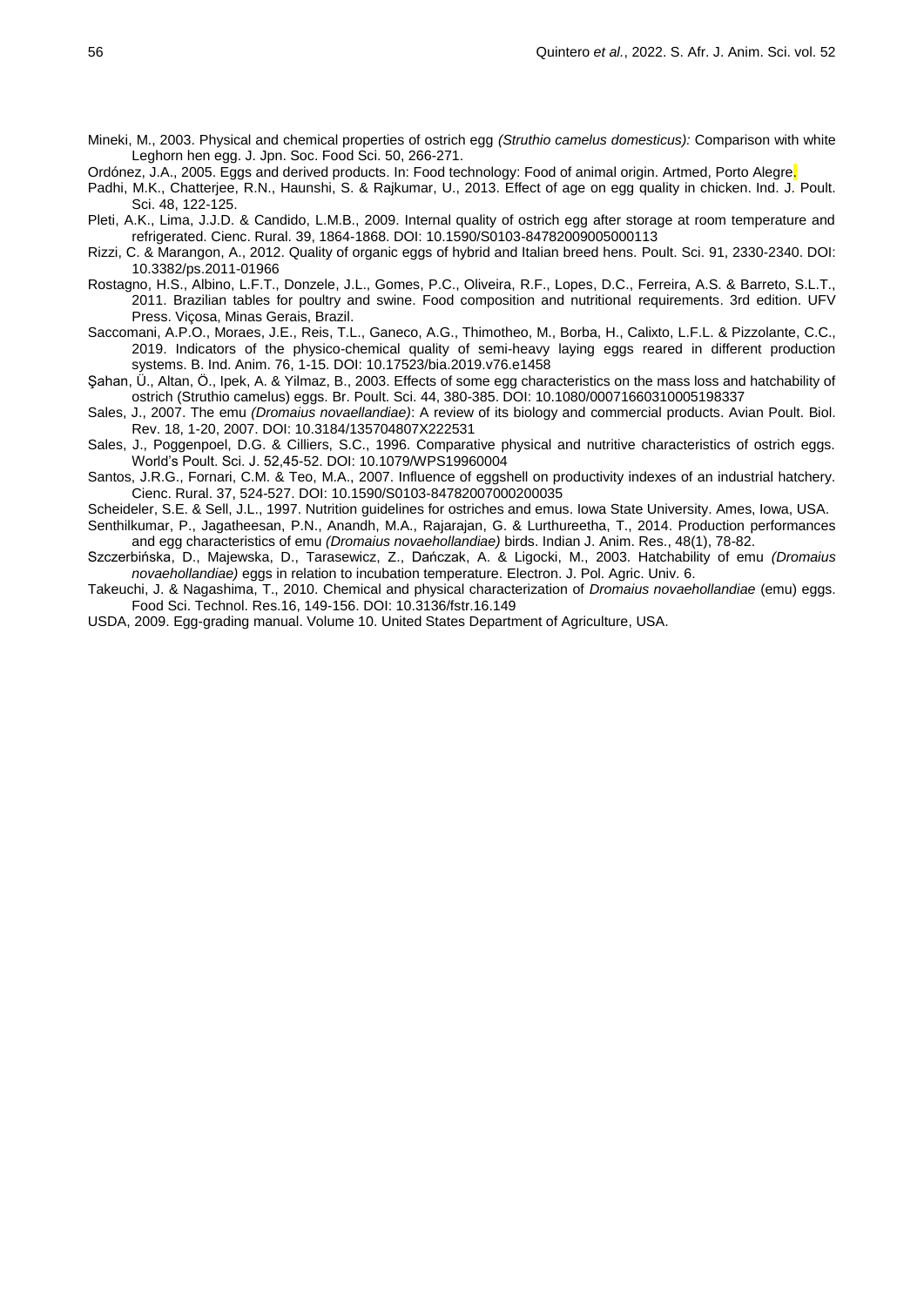Mineki, M., 2003. Physical and chemical properties of ostrich egg *(Struthio camelus domesticus):* Comparison with white Leghorn hen egg. J. Jpn. Soc. Food Sci. 50, 266-271.

Ordónez, J.A., 2005. Eggs and derived products. In: Food technology: Food of animal origin. Artmed, Porto Alegre.

Padhi, M.K., Chatterjee, R.N., Haunshi, S. & Rajkumar, U., 2013. Effect of age on egg quality in chicken. Ind. J. Poult. Sci. 48, 122-125.

Pleti, A.K., Lima, J.J.D. & Candido, L.M.B., 2009. Internal quality of ostrich egg after storage at room temperature and refrigerated. Cienc. Rural. 39, 1864-1868. DOI: 10.1590/S0103-84782009005000113

Rizzi, C. & Marangon, A., 2012. Quality of organic eggs of hybrid and Italian breed hens. Poult. Sci. 91, 2330-2340. DOI: 10.3382/ps.2011-01966

Rostagno, H.S., Albino, L.F.T., Donzele, J.L., Gomes, P.C., Oliveira, R.F., Lopes, D.C., Ferreira, A.S. & Barreto, S.L.T., 2011. Brazilian tables for poultry and swine. Food composition and nutritional requirements. 3rd edition. UFV Press. Viçosa, Minas Gerais, Brazil.

Saccomani, A.P.O., Moraes, J.E., Reis, T.L., Ganeco, A.G., Thimotheo, M., Borba, H., Calixto, L.F.L. & Pizzolante, C.C., 2019. Indicators of the physico-chemical quality of semi-heavy laying eggs reared in different production systems. B. Ind. Anim. 76, 1-15. DOI: 10.17523/bia.2019.v76.e1458

Şahan, Ü., Altan, Ö., Ipek, A. & Yilmaz, B., 2003. Effects of some egg characteristics on the mass loss and hatchability of ostrich (Struthio camelus) eggs. Br. Poult. Sci. 44, 380-385. DOI: 10.1080/00071660310005198337

Sales, J., 2007. The emu *(Dromaius novaellandiae)*: A review of its biology and commercial products. Avian Poult. Biol. Rev. 18, 1-20, 2007. DOI: 10.3184/135704807X222531

Sales, J., Poggenpoel, D.G. & Cilliers, S.C., 1996. Comparative physical and nutritive characteristics of ostrich eggs. World's Poult. Sci. J. 52,45-52. DOI: 10.1079/WPS19960004

Santos, J.R.G., Fornari, C.M. & Teo, M.A., 2007. Influence of eggshell on productivity indexes of an industrial hatchery. Cienc. Rural. 37, 524-527. DOI: 10.1590/S0103-84782007000200035

Scheideler, S.E. & Sell, J.L., 1997. Nutrition guidelines for ostriches and emus. Iowa State University. Ames, Iowa, USA.

Senthilkumar, P., Jagatheesan, P.N., Anandh, M.A., Rajarajan, G. & Lurthureetha, T., 2014. Production performances and egg characteristics of emu *(Dromaius novaehollandiae)* birds. Indian J. Anim. Res., 48(1), 78-82.

Szczerbińska, D., Majewska, D., Tarasewicz, Z., Dańczak, A. & Ligocki, M., 2003. Hatchability of emu *(Dromaius novaehollandiae)* eggs in relation to incubation temperature. Electron. J. Pol. Agric. Univ. 6.

Takeuchi, J. & Nagashima, T., 2010. Chemical and physical characterization of *Dromaius novaehollandiae* (emu) eggs. Food Sci. Technol. Res.16, 149-156. DOI: 10.3136/fstr.16.149

USDA, 2009. Egg-grading manual. Volume 10. United States Department of Agriculture, USA.